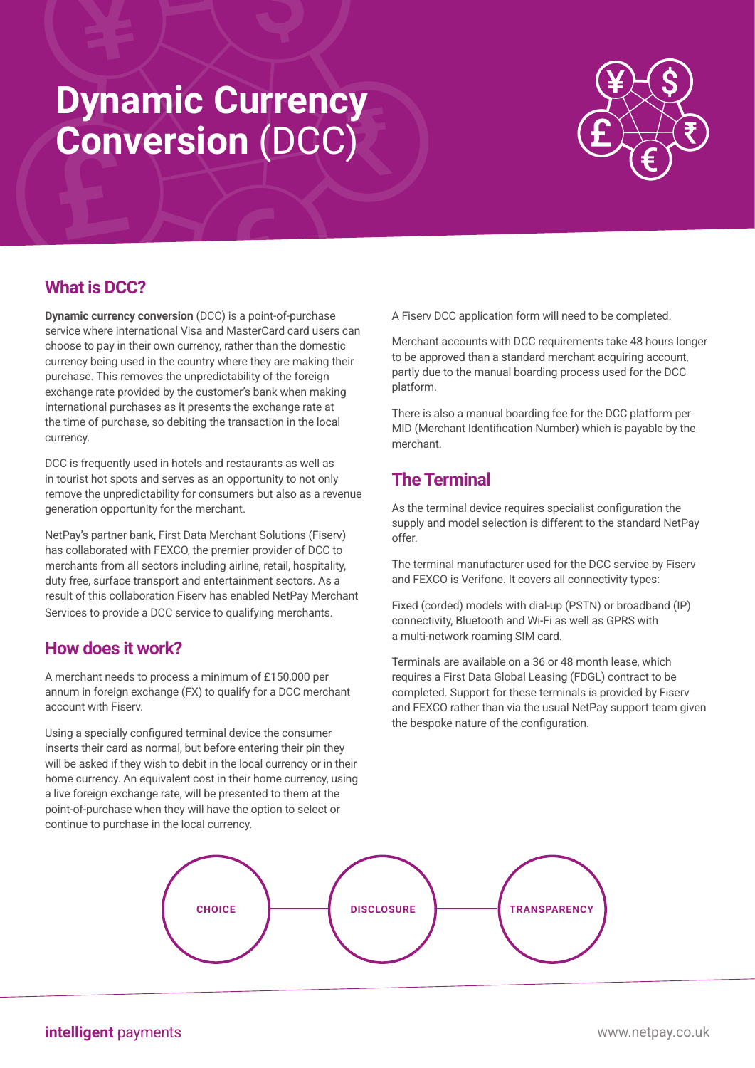# Dynamic Currency Conversion (DCC)

## What is DCC?

**Dynamic currency conversion** (DCC) is a point-of-purchase service where international Visa and MasterCard card users can choose to pay in their own currency, rather than the domestic currency being used in the country where they are making their purchase. This removes the unpredictability of the foreign exchange rate provided by the customer's bank when making international purchases as it presents the exchange rate at the time of purchase, so debiting the transaction in the local currency.

DCC is frequently used in hotels and restaurants as well as in tourist hot spots and serves as an opportunity to not only remove the unpredictability for consumers but also as a revenue generation opportunity for the merchant.

NetPay's partner bank, First Data Merchant Solutions (Fiserv) has collaborated with FEXCO, the premier provider of DCC to merchants from all sectors including airline, retail, hospitality, duty free, surface transport and entertainment sectors. As a result of this collaboration Fiserv has enabled NetPay Merchant Services to provide a DCC service to qualifying merchants.

## How does it work?

A merchant needs to process a minimum of £150,000 per annum in foreign exchange (FX) to qualify for a DCC merchant account with Fiserv.

Using a specially configured terminal device the consumer inserts their card as normal, but before entering their pin they will be asked if they wish to debit in the local currency or in their home currency. An equivalent cost in their home currency, using a live foreign exchange rate, will be presented to them at the point-of-purchase when they will have the option to select or continue to purchase in the local currency.

A Fiserv DCC application form will need to be completed.

Merchant accounts with DCC requirements take 48 hours longer to be approved than a standard merchant acquiring account, partly due to the manual boarding process used for the DCC platform.

There is also a manual boarding fee for the DCC platform per MID (Merchant Identification Number) which is payable by the merchant.

## The Terminal

As the terminal device requires specialist configuration the supply and model selection is different to the standard NetPay offer.

The terminal manufacturer used for the DCC service by Fiserv and FEXCO is Verifone. It covers all connectivity types:

Fixed (corded) models with dial-up (PSTN) or broadband (IP) connectivity, Bluetooth and Wi-Fi as well as GPRS with a multi-network roaming SIM card.

Terminals are available on a 36 or 48 month lease, which requires a First Data Global Leasing (FDGL) contract to be completed. Support for these terminals is provided by Fiserv and FEXCO rather than via the usual NetPay support team given the bespoke nature of the configuration.

CHOICE — DISCLOSURE — TRANSPARENCY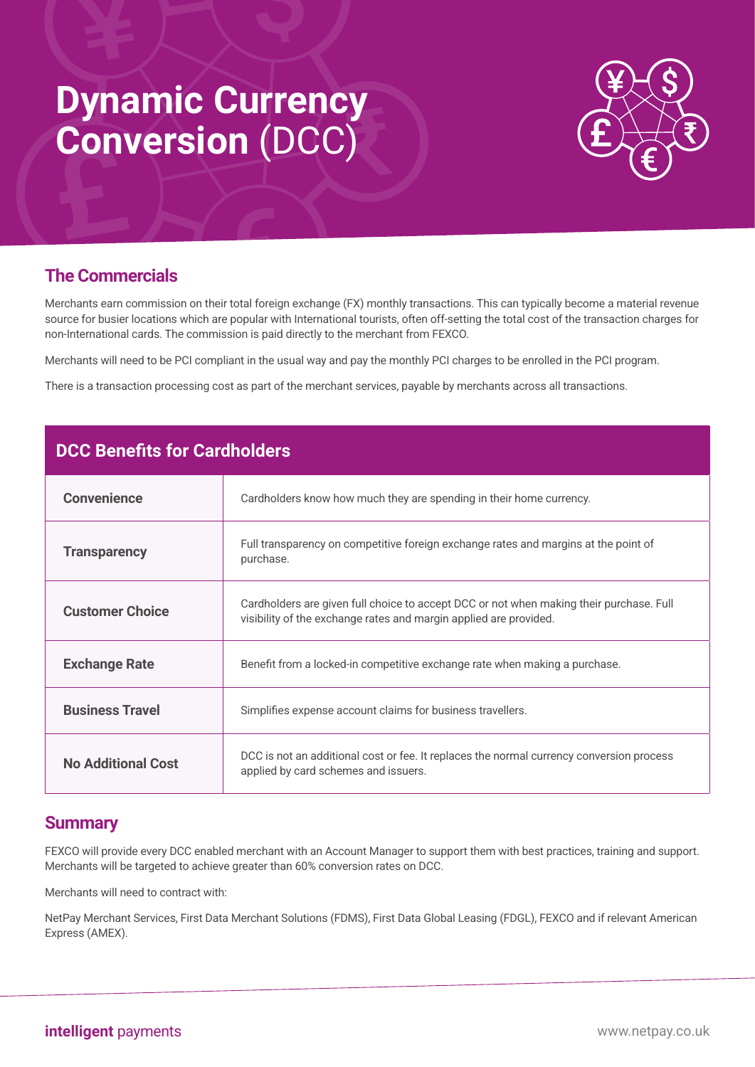# Dynamic Currency Conversion (DCC)

## The Commercials

Merchants earn commission on their total foreign exchange (FX) monthly transactions. This can typically become a material revenue source for busier locations which are popular with International tourists, often off-setting the total cost of the transaction charges for non-International cards. The commission is paid directly to the merchant from FEXCO.

Merchants will need to be PCI compliant in the usual way and pay the monthly PCI charges to be enrolled in the PCI program.

There is a transaction processing cost as part of the merchant services, payable by merchants across all transactions.

| DCC Benefits for Cardholders | |
|---|---|
| **Convenience** | Cardholders know how much they are spending in their home currency. |
| **Transparency** | Full transparency on competitive foreign exchange rates and margins at the point of purchase. |
| **Customer Choice** | Cardholders are given full choice to accept DCC or not when making their purchase. Full visibility of the exchange rates and margin applied are provided. |
| **Exchange Rate** | Benefit from a locked-in competitive exchange rate when making a purchase. |
| **Business Travel** | Simplifies expense account claims for business travellers. |
| **No Additional Cost** | DCC is not an additional cost or fee. It replaces the normal currency conversion process applied by card schemes and issuers. |

## Summary

FEXCO will provide every DCC enabled merchant with an Account Manager to support them with best practices, training and support. Merchants will be targeted to achieve greater than 60% conversion rates on DCC.

Merchants will need to contract with:

NetPay Merchant Services, First Data Merchant Solutions (FDMS), First Data Global Leasing (FDGL), FEXCO and if relevant American Express (AMEX).